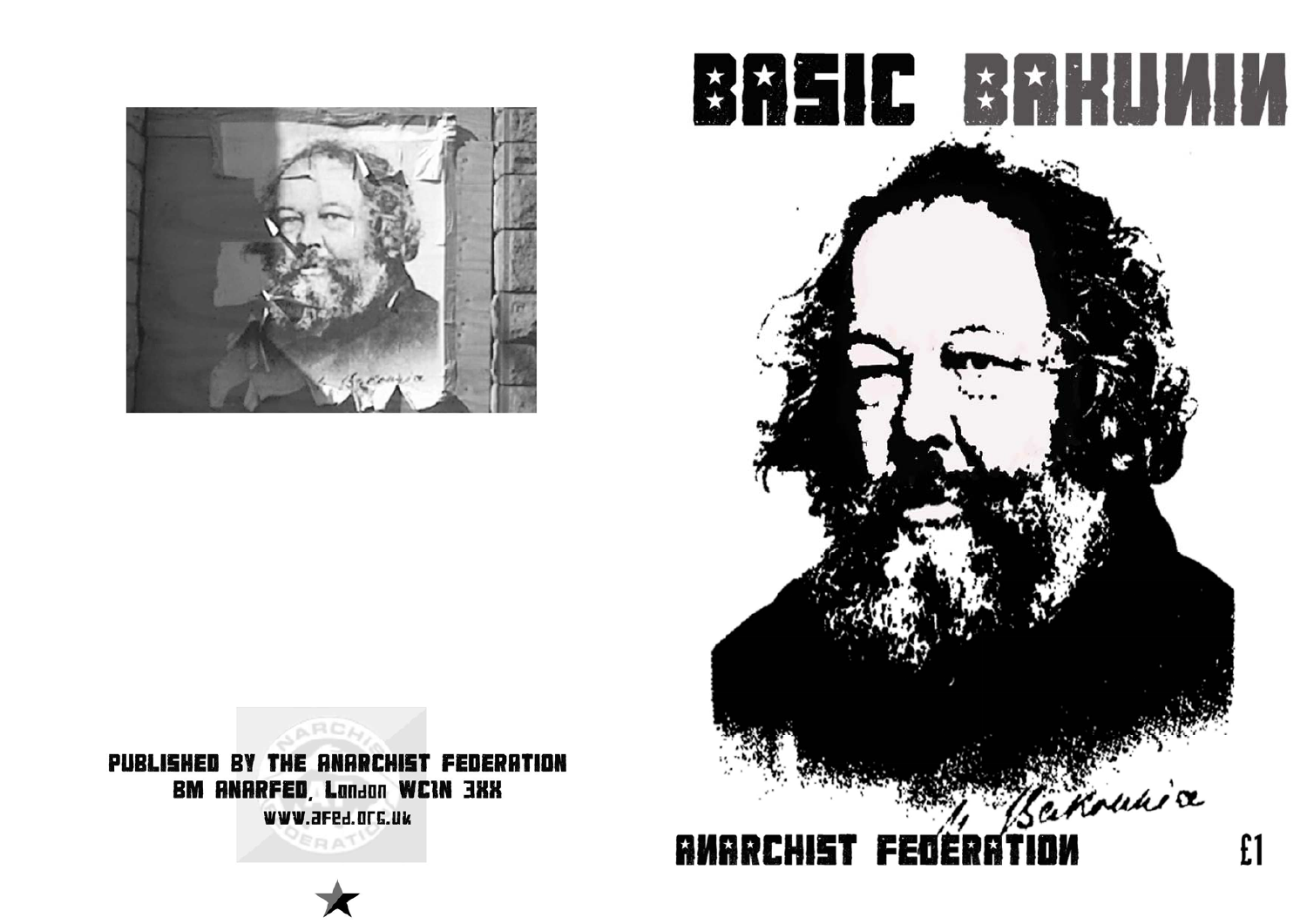PUBLISHED BY THE ANARCHIST FEDERATION
BM ANARFED, London WC1N 3XX
www.afed.org.uk

# BASIC BAKUNIN

ANARCHIST FEDERATION

£1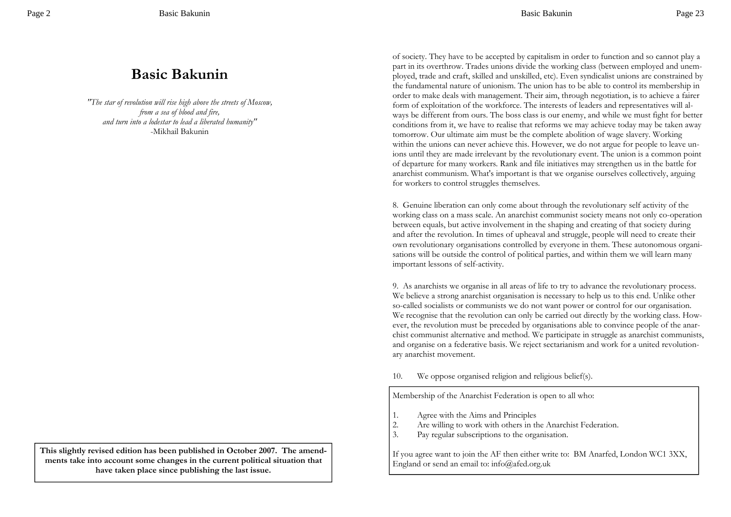# Basic Bakunin

*"The star of revolution will rise high above the streets of Moscow,*
*from a sea of blood and fire,*
*and turn into a lodestar to lead a liberated humanity"*
-Mikhail Bakunin

**This slightly revised edition has been published in October 2007. The amendments take into account some changes in the current political situation that have taken place since publishing the last issue.**

of society. They have to be accepted by capitalism in order to function and so cannot play a part in its overthrow. Trades unions divide the working class (between employed and unemployed, trade and craft, skilled and unskilled, etc). Even syndicalist unions are constrained by the fundamental nature of unionism. The union has to be able to control its membership in order to make deals with management. Their aim, through negotiation, is to achieve a fairer form of exploitation of the workforce. The interests of leaders and representatives will always be different from ours. The boss class is our enemy, and while we must fight for better conditions from it, we have to realise that reforms we may achieve today may be taken away tomorrow. Our ultimate aim must be the complete abolition of wage slavery. Working within the unions can never achieve this. However, we do not argue for people to leave unions until they are made irrelevant by the revolutionary event. The union is a common point of departure for many workers. Rank and file initiatives may strengthen us in the battle for anarchist communism. What's important is that we organise ourselves collectively, arguing for workers to control struggles themselves.

8. Genuine liberation can only come about through the revolutionary self activity of the working class on a mass scale. An anarchist communist society means not only co-operation between equals, but active involvement in the shaping and creating of that society during and after the revolution. In times of upheaval and struggle, people will need to create their own revolutionary organisations controlled by everyone in them. These autonomous organisations will be outside the control of political parties, and within them we will learn many important lessons of self-activity.

9. As anarchists we organise in all areas of life to try to advance the revolutionary process. We believe a strong anarchist organisation is necessary to help us to this end. Unlike other so-called socialists or communists we do not want power or control for our organisation. We recognise that the revolution can only be carried out directly by the working class. However, the revolution must be preceded by organisations able to convince people of the anarchist communist alternative and method. We participate in struggle as anarchist communists, and organise on a federative basis. We reject sectarianism and work for a united revolutionary anarchist movement.

10. We oppose organised religion and religious belief(s).

Membership of the Anarchist Federation is open to all who:

1. Agree with the Aims and Principles
2. Are willing to work with others in the Anarchist Federation.
3. Pay regular subscriptions to the organisation.

If you agree want to join the AF then either write to: BM Anarfed, London WC1 3XX, England or send an email to: info@afed.org.uk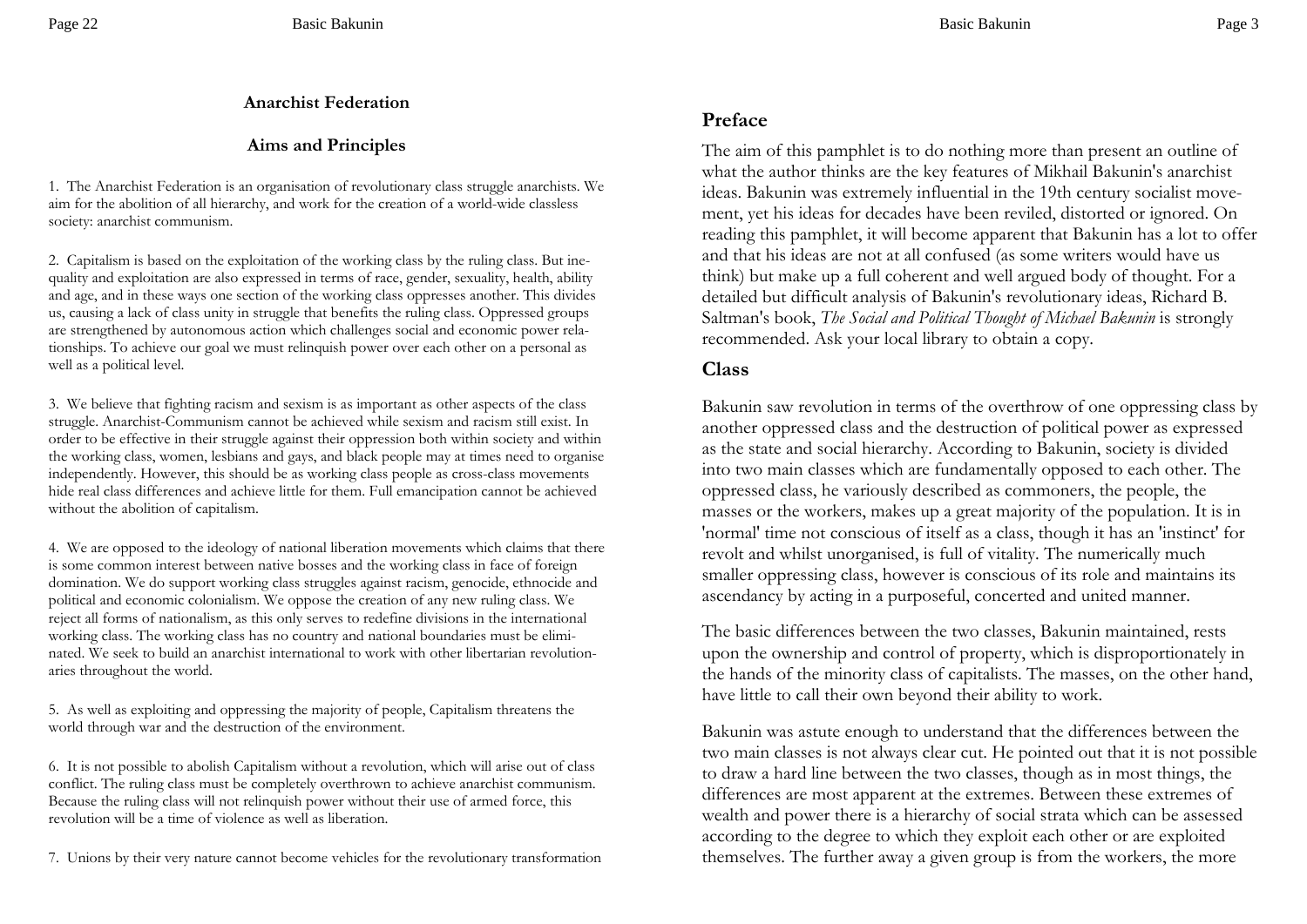### Anarchist Federation

### Aims and Principles

1. The Anarchist Federation is an organisation of revolutionary class struggle anarchists. We aim for the abolition of all hierarchy, and work for the creation of a world-wide classless society: anarchist communism.

2. Capitalism is based on the exploitation of the working class by the ruling class. But inequality and exploitation are also expressed in terms of race, gender, sexuality, health, ability and age, and in these ways one section of the working class oppresses another. This divides us, causing a lack of class unity in struggle that benefits the ruling class. Oppressed groups are strengthened by autonomous action which challenges social and economic power relationships. To achieve our goal we must relinquish power over each other on a personal as well as a political level.

3. We believe that fighting racism and sexism is as important as other aspects of the class struggle. Anarchist-Communism cannot be achieved while sexism and racism still exist. In order to be effective in their struggle against their oppression both within society and within the working class, women, lesbians and gays, and black people may at times need to organise independently. However, this should be as working class people as cross-class movements hide real class differences and achieve little for them. Full emancipation cannot be achieved without the abolition of capitalism.

4. We are opposed to the ideology of national liberation movements which claims that there is some common interest between native bosses and the working class in face of foreign domination. We do support working class struggles against racism, genocide, ethnocide and political and economic colonialism. We oppose the creation of any new ruling class. We reject all forms of nationalism, as this only serves to redefine divisions in the international working class. The working class has no country and national boundaries must be eliminated. We seek to build an anarchist international to work with other libertarian revolutionaries throughout the world.

5. As well as exploiting and oppressing the majority of people, Capitalism threatens the world through war and the destruction of the environment.

6. It is not possible to abolish Capitalism without a revolution, which will arise out of class conflict. The ruling class must be completely overthrown to achieve anarchist communism. Because the ruling class will not relinquish power without their use of armed force, this revolution will be a time of violence as well as liberation.

7. Unions by their very nature cannot become vehicles for the revolutionary transformation

## Preface

The aim of this pamphlet is to do nothing more than present an outline of what the author thinks are the key features of Mikhail Bakunin's anarchist ideas. Bakunin was extremely influential in the 19th century socialist movement, yet his ideas for decades have been reviled, distorted or ignored. On reading this pamphlet, it will become apparent that Bakunin has a lot to offer and that his ideas are not at all confused (as some writers would have us think) but make up a full coherent and well argued body of thought. For a detailed but difficult analysis of Bakunin's revolutionary ideas, Richard B. Saltman's book, *The Social and Political Thought of Michael Bakunin* is strongly recommended. Ask your local library to obtain a copy.

## Class

Bakunin saw revolution in terms of the overthrow of one oppressing class by another oppressed class and the destruction of political power as expressed as the state and social hierarchy. According to Bakunin, society is divided into two main classes which are fundamentally opposed to each other. The oppressed class, he variously described as commoners, the people, the masses or the workers, makes up a great majority of the population. It is in 'normal' time not conscious of itself as a class, though it has an 'instinct' for revolt and whilst unorganised, is full of vitality. The numerically much smaller oppressing class, however is conscious of its role and maintains its ascendancy by acting in a purposeful, concerted and united manner.

The basic differences between the two classes, Bakunin maintained, rests upon the ownership and control of property, which is disproportionately in the hands of the minority class of capitalists. The masses, on the other hand, have little to call their own beyond their ability to work.

Bakunin was astute enough to understand that the differences between the two main classes is not always clear cut. He pointed out that it is not possible to draw a hard line between the two classes, though as in most things, the differences are most apparent at the extremes. Between these extremes of wealth and power there is a hierarchy of social strata which can be assessed according to the degree to which they exploit each other or are exploited themselves. The further away a given group is from the workers, the more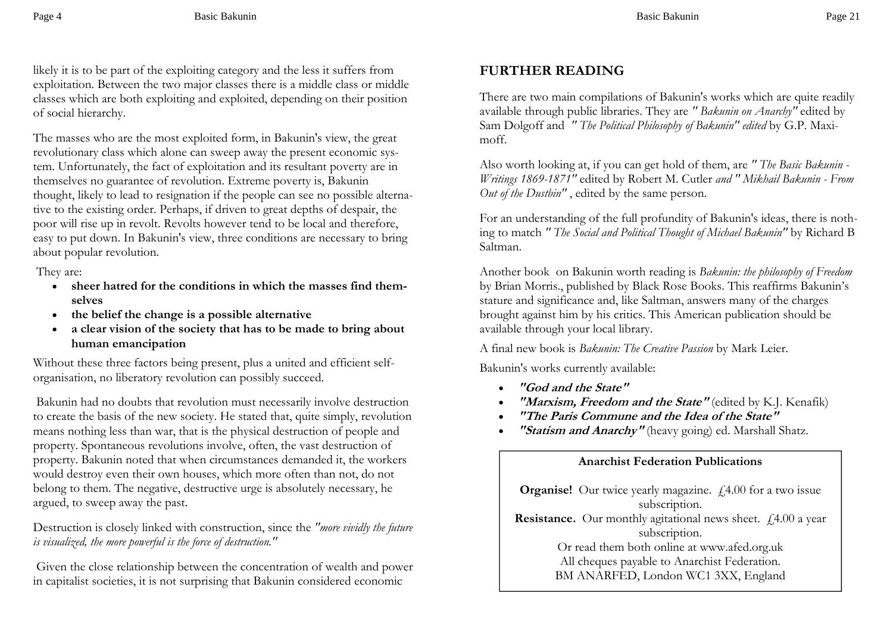likely it is to be part of the exploiting category and the less it suffers from exploitation. Between the two major classes there is a middle class or middle classes which are both exploiting and exploited, depending on their position of social hierarchy.

The masses who are the most exploited form, in Bakunin's view, the great revolutionary class which alone can sweep away the present economic system. Unfortunately, the fact of exploitation and its resultant poverty are in themselves no guarantee of revolution. Extreme poverty is, Bakunin thought, likely to lead to resignation if the people can see no possible alternative to the existing order. Perhaps, if driven to great depths of despair, the poor will rise up in revolt. Revolts however tend to be local and therefore, easy to put down. In Bakunin's view, three conditions are necessary to bring about popular revolution.

They are:

- **sheer hatred for the conditions in which the masses find themselves**
- **the belief the change is a possible alternative**
- **a clear vision of the society that has to be made to bring about human emancipation**

Without these three factors being present, plus a united and efficient self-organisation, no liberatory revolution can possibly succeed.

Bakunin had no doubts that revolution must necessarily involve destruction to create the basis of the new society. He stated that, quite simply, revolution means nothing less than war, that is the physical destruction of people and property. Spontaneous revolutions involve, often, the vast destruction of property. Bakunin noted that when circumstances demanded it, the workers would destroy even their own houses, which more often than not, do not belong to them. The negative, destructive urge is absolutely necessary, he argued, to sweep away the past.

Destruction is closely linked with construction, since the *"more vividly the future is visualized, the more powerful is the force of destruction."*

Given the close relationship between the concentration of wealth and power in capitalist societies, it is not surprising that Bakunin considered economic

## FURTHER READING

There are two main compilations of Bakunin's works which are quite readily available through public libraries. They are *" Bakunin on Anarchy"* edited by Sam Dolgoff and *" The Political Philosophy of Bakunin" edited* by G.P. Maximoff.

Also worth looking at, if you can get hold of them, are *" The Basic Bakunin - Writings 1869-1871"* edited by Robert M. Cutler *and " Mikhail Bakunin - From Out of the Dustbin"* , edited by the same person.

For an understanding of the full profundity of Bakunin's ideas, there is nothing to match *" The Social and Political Thought of Michael Bakunin"* by Richard B Saltman.

Another book on Bakunin worth reading is *Bakunin: the philosophy of Freedom* by Brian Morris., published by Black Rose Books. This reaffirms Bakunin's stature and significance and, like Saltman, answers many of the charges brought against him by his critics. This American publication should be available through your local library.

A final new book is *Bakunin: The Creative Passion* by Mark Leier.

Bakunin's works currently available:

- ***"God and the State"***
- ***"Marxism, Freedom and the State"*** (edited by K.J. Kenafik)
- ***"The Paris Commune and the Idea of the State"***
- ***"Statism and Anarchy"*** (heavy going) ed. Marshall Shatz.

**Anarchist Federation Publications**

**Organise!** Our twice yearly magazine. £4.00 for a two issue subscription.
**Resistance.** Our monthly agitational news sheet. £4.00 a year subscription.
Or read them both online at www.afed.org.uk
All cheques payable to Anarchist Federation.
BM ANARFED, London WC1 3XX, England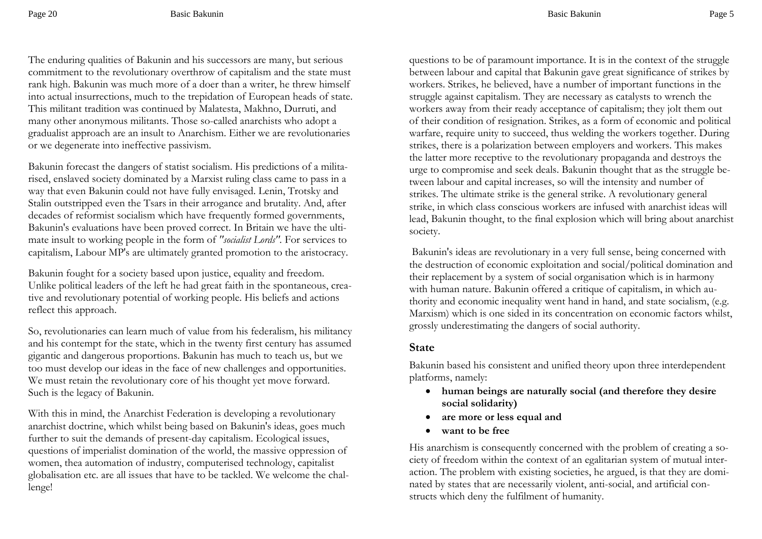The enduring qualities of Bakunin and his successors are many, but serious commitment to the revolutionary overthrow of capitalism and the state must rank high. Bakunin was much more of a doer than a writer, he threw himself into actual insurrections, much to the trepidation of European heads of state. This militant tradition was continued by Malatesta, Makhno, Durruti, and many other anonymous militants. Those so-called anarchists who adopt a gradualist approach are an insult to Anarchism. Either we are revolutionaries or we degenerate into ineffective passivism.

Bakunin forecast the dangers of statist socialism. His predictions of a militarised, enslaved society dominated by a Marxist ruling class came to pass in a way that even Bakunin could not have fully envisaged. Lenin, Trotsky and Stalin outstripped even the Tsars in their arrogance and brutality. And, after decades of reformist socialism which have frequently formed governments, Bakunin's evaluations have been proved correct. In Britain we have the ultimate insult to working people in the form of *"socialist Lords"*. For services to capitalism, Labour MP's are ultimately granted promotion to the aristocracy.

Bakunin fought for a society based upon justice, equality and freedom. Unlike political leaders of the left he had great faith in the spontaneous, creative and revolutionary potential of working people. His beliefs and actions reflect this approach.

So, revolutionaries can learn much of value from his federalism, his militancy and his contempt for the state, which in the twenty first century has assumed gigantic and dangerous proportions. Bakunin has much to teach us, but we too must develop our ideas in the face of new challenges and opportunities. We must retain the revolutionary core of his thought yet move forward. Such is the legacy of Bakunin.

With this in mind, the Anarchist Federation is developing a revolutionary anarchist doctrine, which whilst being based on Bakunin's ideas, goes much further to suit the demands of present-day capitalism. Ecological issues, questions of imperialist domination of the world, the massive oppression of women, thea automation of industry, computerised technology, capitalist globalisation etc. are all issues that have to be tackled. We welcome the challenge!

questions to be of paramount importance. It is in the context of the struggle between labour and capital that Bakunin gave great significance of strikes by workers. Strikes, he believed, have a number of important functions in the struggle against capitalism. They are necessary as catalysts to wrench the workers away from their ready acceptance of capitalism; they jolt them out of their condition of resignation. Strikes, as a form of economic and political warfare, require unity to succeed, thus welding the workers together. During strikes, there is a polarization between employers and workers. This makes the latter more receptive to the revolutionary propaganda and destroys the urge to compromise and seek deals. Bakunin thought that as the struggle between labour and capital increases, so will the intensity and number of strikes. The ultimate strike is the general strike. A revolutionary general strike, in which class conscious workers are infused with anarchist ideas will lead, Bakunin thought, to the final explosion which will bring about anarchist society.

Bakunin's ideas are revolutionary in a very full sense, being concerned with the destruction of economic exploitation and social/political domination and their replacement by a system of social organisation which is in harmony with human nature. Bakunin offered a critique of capitalism, in which authority and economic inequality went hand in hand, and state socialism, (e.g. Marxism) which is one sided in its concentration on economic factors whilst, grossly underestimating the dangers of social authority.

## State

Bakunin based his consistent and unified theory upon three interdependent platforms, namely:

- **human beings are naturally social (and therefore they desire social solidarity)**
- **are more or less equal and**
- **want to be free**

His anarchism is consequently concerned with the problem of creating a society of freedom within the context of an egalitarian system of mutual interaction. The problem with existing societies, he argued, is that they are dominated by states that are necessarily violent, anti-social, and artificial constructs which deny the fulfilment of humanity.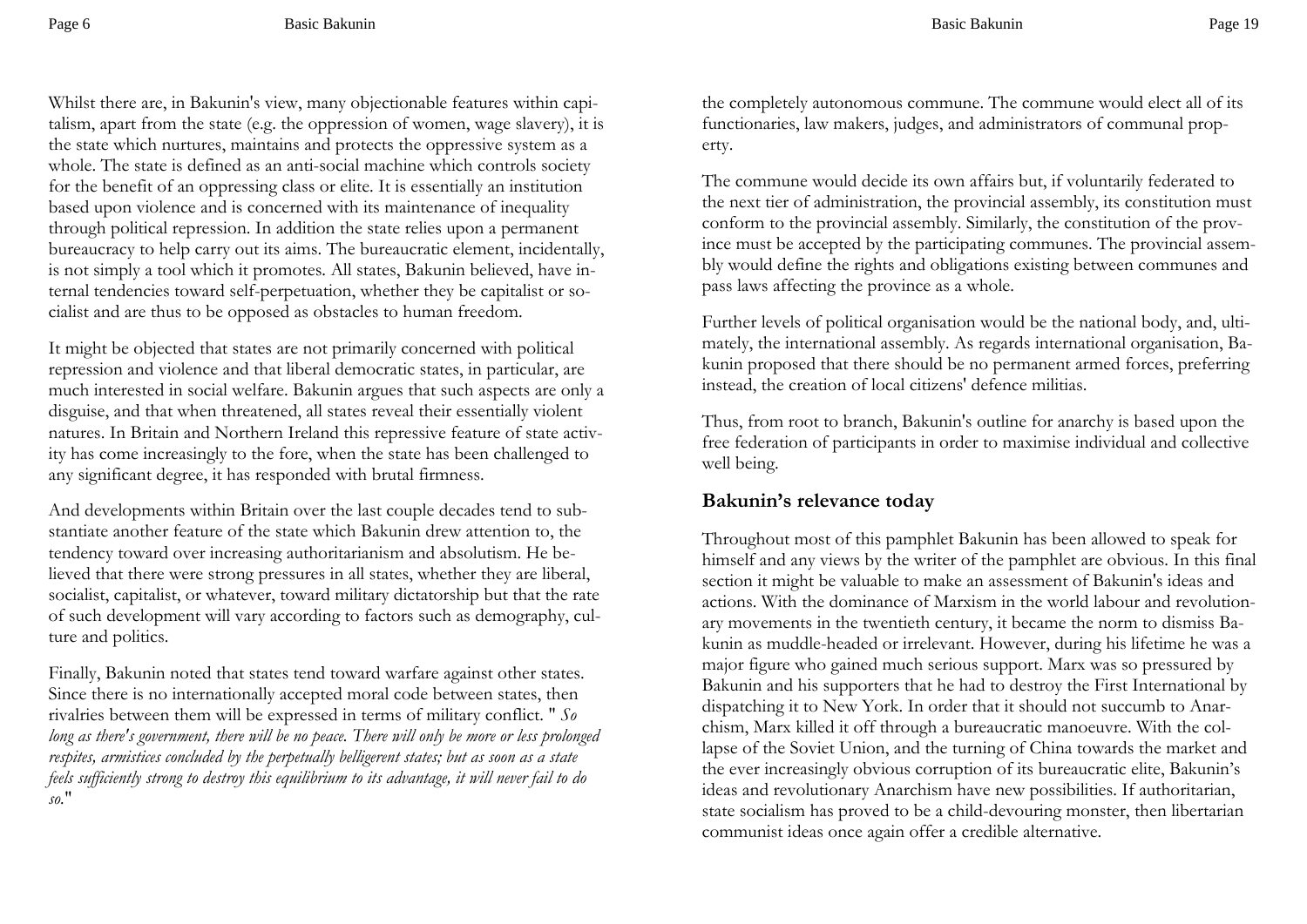Whilst there are, in Bakunin's view, many objectionable features within capitalism, apart from the state (e.g. the oppression of women, wage slavery), it is the state which nurtures, maintains and protects the oppressive system as a whole. The state is defined as an anti-social machine which controls society for the benefit of an oppressing class or elite. It is essentially an institution based upon violence and is concerned with its maintenance of inequality through political repression. In addition the state relies upon a permanent bureaucracy to help carry out its aims. The bureaucratic element, incidentally, is not simply a tool which it promotes. All states, Bakunin believed, have internal tendencies toward self-perpetuation, whether they be capitalist or socialist and are thus to be opposed as obstacles to human freedom.

It might be objected that states are not primarily concerned with political repression and violence and that liberal democratic states, in particular, are much interested in social welfare. Bakunin argues that such aspects are only a disguise, and that when threatened, all states reveal their essentially violent natures. In Britain and Northern Ireland this repressive feature of state activity has come increasingly to the fore, when the state has been challenged to any significant degree, it has responded with brutal firmness.

And developments within Britain over the last couple decades tend to substantiate another feature of the state which Bakunin drew attention to, the tendency toward over increasing authoritarianism and absolutism. He believed that there were strong pressures in all states, whether they are liberal, socialist, capitalist, or whatever, toward military dictatorship but that the rate of such development will vary according to factors such as demography, culture and politics.

Finally, Bakunin noted that states tend toward warfare against other states. Since there is no internationally accepted moral code between states, then rivalries between them will be expressed in terms of military conflict. " *So long as there's government, there will be no peace. There will only be more or less prolonged respites, armistices concluded by the perpetually belligerent states; but as soon as a state feels sufficiently strong to destroy this equilibrium to its advantage, it will never fail to do so.*"

the completely autonomous commune. The commune would elect all of its functionaries, law makers, judges, and administrators of communal property.

The commune would decide its own affairs but, if voluntarily federated to the next tier of administration, the provincial assembly, its constitution must conform to the provincial assembly. Similarly, the constitution of the province must be accepted by the participating communes. The provincial assembly would define the rights and obligations existing between communes and pass laws affecting the province as a whole.

Further levels of political organisation would be the national body, and, ultimately, the international assembly. As regards international organisation, Bakunin proposed that there should be no permanent armed forces, preferring instead, the creation of local citizens' defence militias.

Thus, from root to branch, Bakunin's outline for anarchy is based upon the free federation of participants in order to maximise individual and collective well being.

## Bakunin's relevance today

Throughout most of this pamphlet Bakunin has been allowed to speak for himself and any views by the writer of the pamphlet are obvious. In this final section it might be valuable to make an assessment of Bakunin's ideas and actions. With the dominance of Marxism in the world labour and revolutionary movements in the twentieth century, it became the norm to dismiss Bakunin as muddle-headed or irrelevant. However, during his lifetime he was a major figure who gained much serious support. Marx was so pressured by Bakunin and his supporters that he had to destroy the First International by dispatching it to New York. In order that it should not succumb to Anarchism, Marx killed it off through a bureaucratic manoeuvre. With the collapse of the Soviet Union, and the turning of China towards the market and the ever increasingly obvious corruption of its bureaucratic elite, Bakunin's ideas and revolutionary Anarchism have new possibilities. If authoritarian, state socialism has proved to be a child-devouring monster, then libertarian communist ideas once again offer a credible alternative.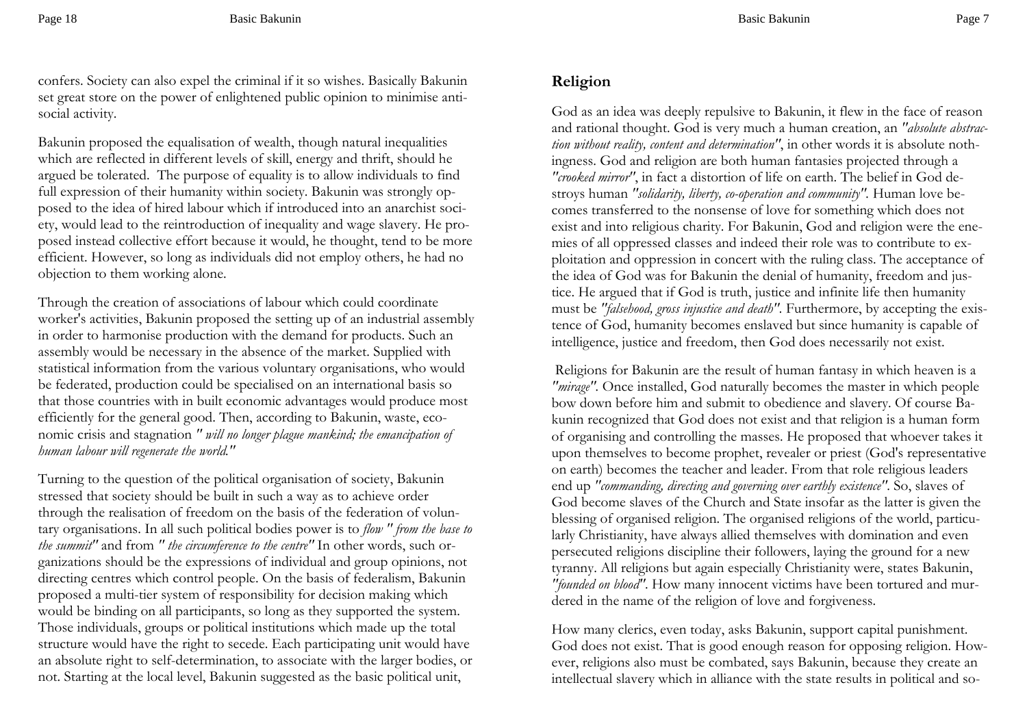confers. Society can also expel the criminal if it so wishes. Basically Bakunin set great store on the power of enlightened public opinion to minimise anti-social activity.

Bakunin proposed the equalisation of wealth, though natural inequalities which are reflected in different levels of skill, energy and thrift, should he argued be tolerated. The purpose of equality is to allow individuals to find full expression of their humanity within society. Bakunin was strongly opposed to the idea of hired labour which if introduced into an anarchist society, would lead to the reintroduction of inequality and wage slavery. He proposed instead collective effort because it would, he thought, tend to be more efficient. However, so long as individuals did not employ others, he had no objection to them working alone.

Through the creation of associations of labour which could coordinate worker's activities, Bakunin proposed the setting up of an industrial assembly in order to harmonise production with the demand for products. Such an assembly would be necessary in the absence of the market. Supplied with statistical information from the various voluntary organisations, who would be federated, production could be specialised on an international basis so that those countries with in built economic advantages would produce most efficiently for the general good. Then, according to Bakunin, waste, economic crisis and stagnation *" will no longer plague mankind; the emancipation of human labour will regenerate the world."*

Turning to the question of the political organisation of society, Bakunin stressed that society should be built in such a way as to achieve order through the realisation of freedom on the basis of the federation of voluntary organisations. In all such political bodies power is to *flow " from the base to the summit"* and from *" the circumference to the centre"* In other words, such organizations should be the expressions of individual and group opinions, not directing centres which control people. On the basis of federalism, Bakunin proposed a multi-tier system of responsibility for decision making which would be binding on all participants, so long as they supported the system. Those individuals, groups or political institutions which made up the total structure would have the right to secede. Each participating unit would have an absolute right to self-determination, to associate with the larger bodies, or not. Starting at the local level, Bakunin suggested as the basic political unit,

## Religion

God as an idea was deeply repulsive to Bakunin, it flew in the face of reason and rational thought. God is very much a human creation, an *"absolute abstraction without reality, content and determination"*, in other words it is absolute nothingness. God and religion are both human fantasies projected through a *"crooked mirror"*, in fact a distortion of life on earth. The belief in God destroys human *"solidarity, liberty, co-operation and community"*. Human love becomes transferred to the nonsense of love for something which does not exist and into religious charity. For Bakunin, God and religion were the enemies of all oppressed classes and indeed their role was to contribute to exploitation and oppression in concert with the ruling class. The acceptance of the idea of God was for Bakunin the denial of humanity, freedom and justice. He argued that if God is truth, justice and infinite life then humanity must be *"falsehood, gross injustice and death"*. Furthermore, by accepting the existence of God, humanity becomes enslaved but since humanity is capable of intelligence, justice and freedom, then God does necessarily not exist.

Religions for Bakunin are the result of human fantasy in which heaven is a *"mirage"*. Once installed, God naturally becomes the master in which people bow down before him and submit to obedience and slavery. Of course Bakunin recognized that God does not exist and that religion is a human form of organising and controlling the masses. He proposed that whoever takes it upon themselves to become prophet, revealer or priest (God's representative on earth) becomes the teacher and leader. From that role religious leaders end up *"commanding, directing and governing over earthly existence"*. So, slaves of God become slaves of the Church and State insofar as the latter is given the blessing of organised religion. The organised religions of the world, particularly Christianity, have always allied themselves with domination and even persecuted religions discipline their followers, laying the ground for a new tyranny. All religions but again especially Christianity were, states Bakunin, *"founded on blood"*. How many innocent victims have been tortured and murdered in the name of the religion of love and forgiveness.

How many clerics, even today, asks Bakunin, support capital punishment. God does not exist. That is good enough reason for opposing religion. However, religions also must be combated, says Bakunin, because they create an intellectual slavery which in alliance with the state results in political and so-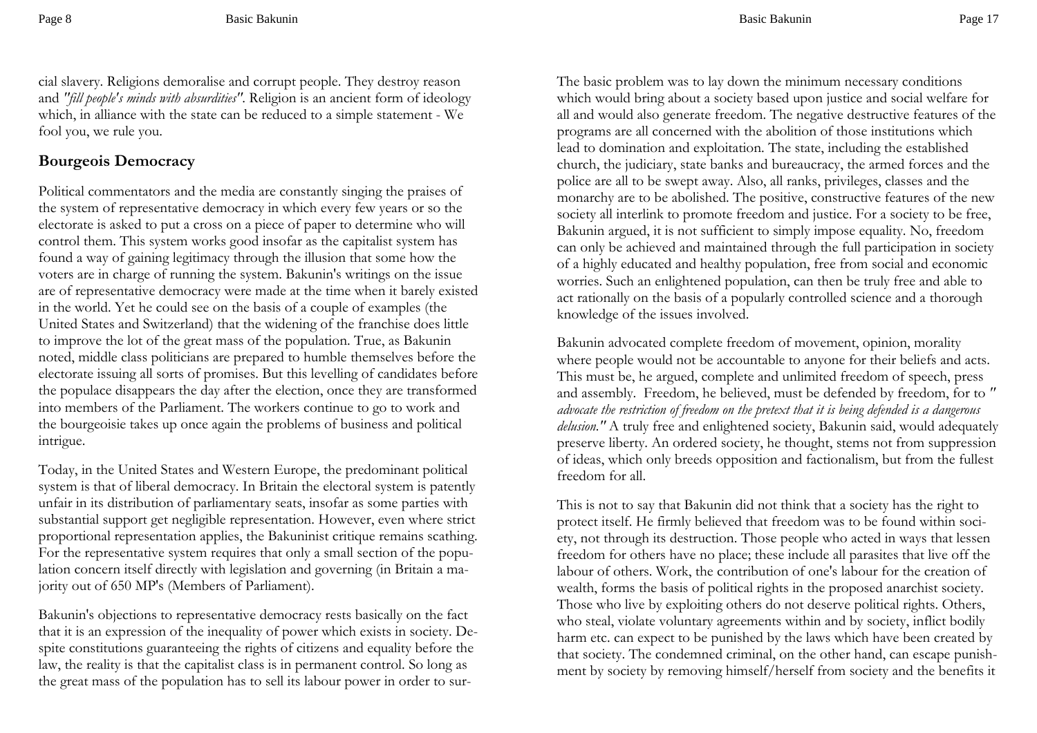cial slavery. Religions demoralise and corrupt people. They destroy reason and *"fill people's minds with absurdities"*. Religion is an ancient form of ideology which, in alliance with the state can be reduced to a simple statement - We fool you, we rule you.

## Bourgeois Democracy

Political commentators and the media are constantly singing the praises of the system of representative democracy in which every few years or so the electorate is asked to put a cross on a piece of paper to determine who will control them. This system works good insofar as the capitalist system has found a way of gaining legitimacy through the illusion that some how the voters are in charge of running the system. Bakunin's writings on the issue are of representative democracy were made at the time when it barely existed in the world. Yet he could see on the basis of a couple of examples (the United States and Switzerland) that the widening of the franchise does little to improve the lot of the great mass of the population. True, as Bakunin noted, middle class politicians are prepared to humble themselves before the electorate issuing all sorts of promises. But this levelling of candidates before the populace disappears the day after the election, once they are transformed into members of the Parliament. The workers continue to go to work and the bourgeoisie takes up once again the problems of business and political intrigue.

Today, in the United States and Western Europe, the predominant political system is that of liberal democracy. In Britain the electoral system is patently unfair in its distribution of parliamentary seats, insofar as some parties with substantial support get negligible representation. However, even where strict proportional representation applies, the Bakuninist critique remains scathing. For the representative system requires that only a small section of the population concern itself directly with legislation and governing (in Britain a majority out of 650 MP's (Members of Parliament).

Bakunin's objections to representative democracy rests basically on the fact that it is an expression of the inequality of power which exists in society. Despite constitutions guaranteeing the rights of citizens and equality before the law, the reality is that the capitalist class is in permanent control. So long as the great mass of the population has to sell its labour power in order to sur-

The basic problem was to lay down the minimum necessary conditions which would bring about a society based upon justice and social welfare for all and would also generate freedom. The negative destructive features of the programs are all concerned with the abolition of those institutions which lead to domination and exploitation. The state, including the established church, the judiciary, state banks and bureaucracy, the armed forces and the police are all to be swept away. Also, all ranks, privileges, classes and the monarchy are to be abolished. The positive, constructive features of the new society all interlink to promote freedom and justice. For a society to be free, Bakunin argued, it is not sufficient to simply impose equality. No, freedom can only be achieved and maintained through the full participation in society of a highly educated and healthy population, free from social and economic worries. Such an enlightened population, can then be truly free and able to act rationally on the basis of a popularly controlled science and a thorough knowledge of the issues involved.

Bakunin advocated complete freedom of movement, opinion, morality where people would not be accountable to anyone for their beliefs and acts. This must be, he argued, complete and unlimited freedom of speech, press and assembly. Freedom, he believed, must be defended by freedom, for to *" advocate the restriction of freedom on the pretext that it is being defended is a dangerous delusion."* A truly free and enlightened society, Bakunin said, would adequately preserve liberty. An ordered society, he thought, stems not from suppression of ideas, which only breeds opposition and factionalism, but from the fullest freedom for all.

This is not to say that Bakunin did not think that a society has the right to protect itself. He firmly believed that freedom was to be found within society, not through its destruction. Those people who acted in ways that lessen freedom for others have no place; these include all parasites that live off the labour of others. Work, the contribution of one's labour for the creation of wealth, forms the basis of political rights in the proposed anarchist society. Those who live by exploiting others do not deserve political rights. Others, who steal, violate voluntary agreements within and by society, inflict bodily harm etc. can expect to be punished by the laws which have been created by that society. The condemned criminal, on the other hand, can escape punishment by society by removing himself/herself from society and the benefits it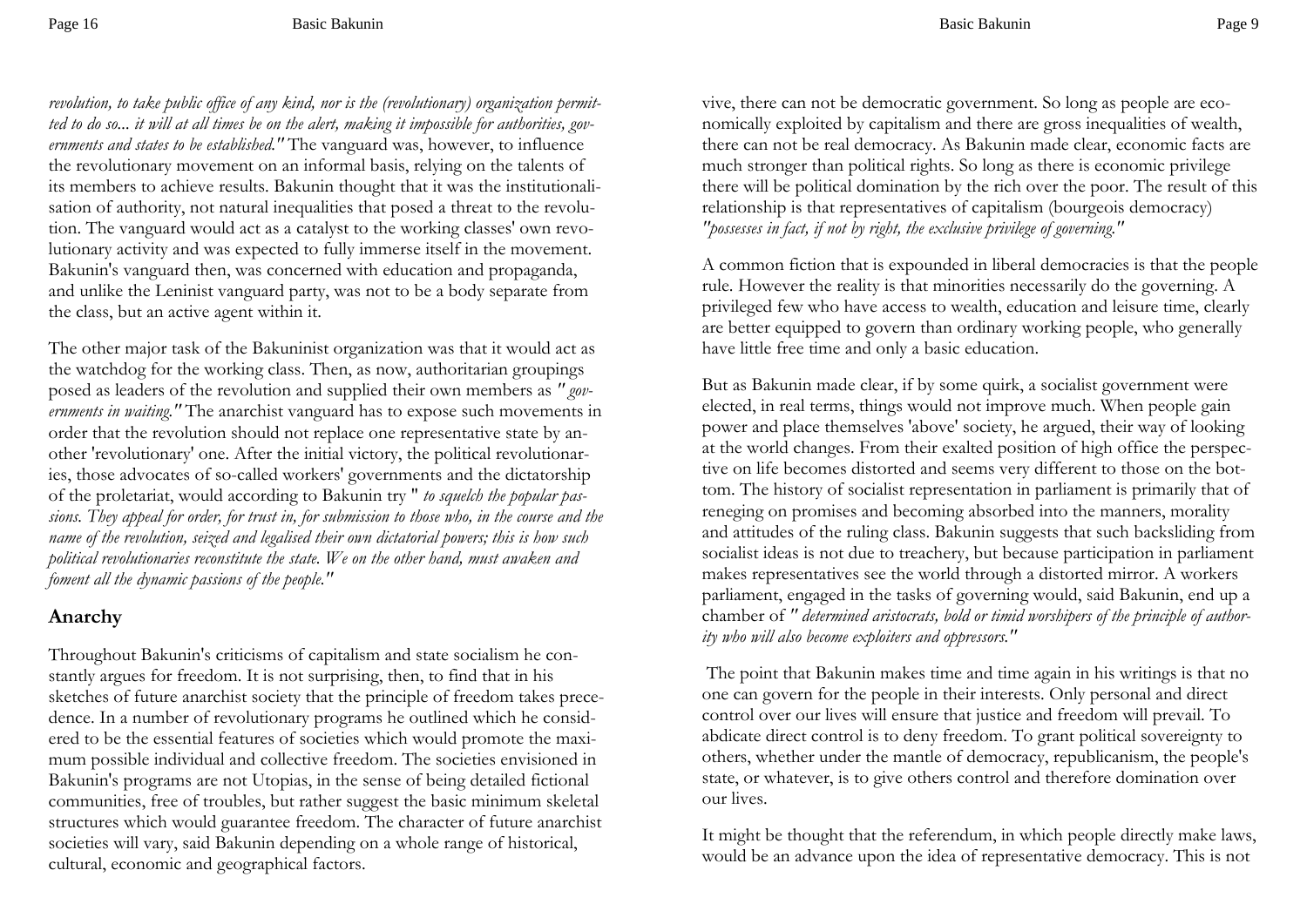*revolution, to take public office of any kind, nor is the (revolutionary) organization permitted to do so... it will at all times be on the alert, making it impossible for authorities, governments and states to be established."* The vanguard was, however, to influence the revolutionary movement on an informal basis, relying on the talents of its members to achieve results. Bakunin thought that it was the institutionalisation of authority, not natural inequalities that posed a threat to the revolution. The vanguard would act as a catalyst to the working classes' own revolutionary activity and was expected to fully immerse itself in the movement. Bakunin's vanguard then, was concerned with education and propaganda, and unlike the Leninist vanguard party, was not to be a body separate from the class, but an active agent within it.

The other major task of the Bakuninist organization was that it would act as the watchdog for the working class. Then, as now, authoritarian groupings posed as leaders of the revolution and supplied their own members as *" governments in waiting."* The anarchist vanguard has to expose such movements in order that the revolution should not replace one representative state by another 'revolutionary' one. After the initial victory, the political revolutionaries, those advocates of so-called workers' governments and the dictatorship of the proletariat, would according to Bakunin try *" to squelch the popular passions. They appeal for order, for trust in, for submission to those who, in the course and the name of the revolution, seized and legalised their own dictatorial powers; this is how such political revolutionaries reconstitute the state. We on the other hand, must awaken and foment all the dynamic passions of the people."*

## Anarchy

Throughout Bakunin's criticisms of capitalism and state socialism he constantly argues for freedom. It is not surprising, then, to find that in his sketches of future anarchist society that the principle of freedom takes precedence. In a number of revolutionary programs he outlined which he considered to be the essential features of societies which would promote the maximum possible individual and collective freedom. The societies envisioned in Bakunin's programs are not Utopias, in the sense of being detailed fictional communities, free of troubles, but rather suggest the basic minimum skeletal structures which would guarantee freedom. The character of future anarchist societies will vary, said Bakunin depending on a whole range of historical, cultural, economic and geographical factors.

vive, there can not be democratic government. So long as people are economically exploited by capitalism and there are gross inequalities of wealth, there can not be real democracy. As Bakunin made clear, economic facts are much stronger than political rights. So long as there is economic privilege there will be political domination by the rich over the poor. The result of this relationship is that representatives of capitalism (bourgeois democracy) *"possesses in fact, if not by right, the exclusive privilege of governing."*

A common fiction that is expounded in liberal democracies is that the people rule. However the reality is that minorities necessarily do the governing. A privileged few who have access to wealth, education and leisure time, clearly are better equipped to govern than ordinary working people, who generally have little free time and only a basic education.

But as Bakunin made clear, if by some quirk, a socialist government were elected, in real terms, things would not improve much. When people gain power and place themselves 'above' society, he argued, their way of looking at the world changes. From their exalted position of high office the perspective on life becomes distorted and seems very different to those on the bottom. The history of socialist representation in parliament is primarily that of reneging on promises and becoming absorbed into the manners, morality and attitudes of the ruling class. Bakunin suggests that such backsliding from socialist ideas is not due to treachery, but because participation in parliament makes representatives see the world through a distorted mirror. A workers parliament, engaged in the tasks of governing would, said Bakunin, end up a chamber of *" determined aristocrats, bold or timid worshipers of the principle of authority who will also become exploiters and oppressors."*

The point that Bakunin makes time and time again in his writings is that no one can govern for the people in their interests. Only personal and direct control over our lives will ensure that justice and freedom will prevail. To abdicate direct control is to deny freedom. To grant political sovereignty to others, whether under the mantle of democracy, republicanism, the people's state, or whatever, is to give others control and therefore domination over our lives.

It might be thought that the referendum, in which people directly make laws, would be an advance upon the idea of representative democracy. This is not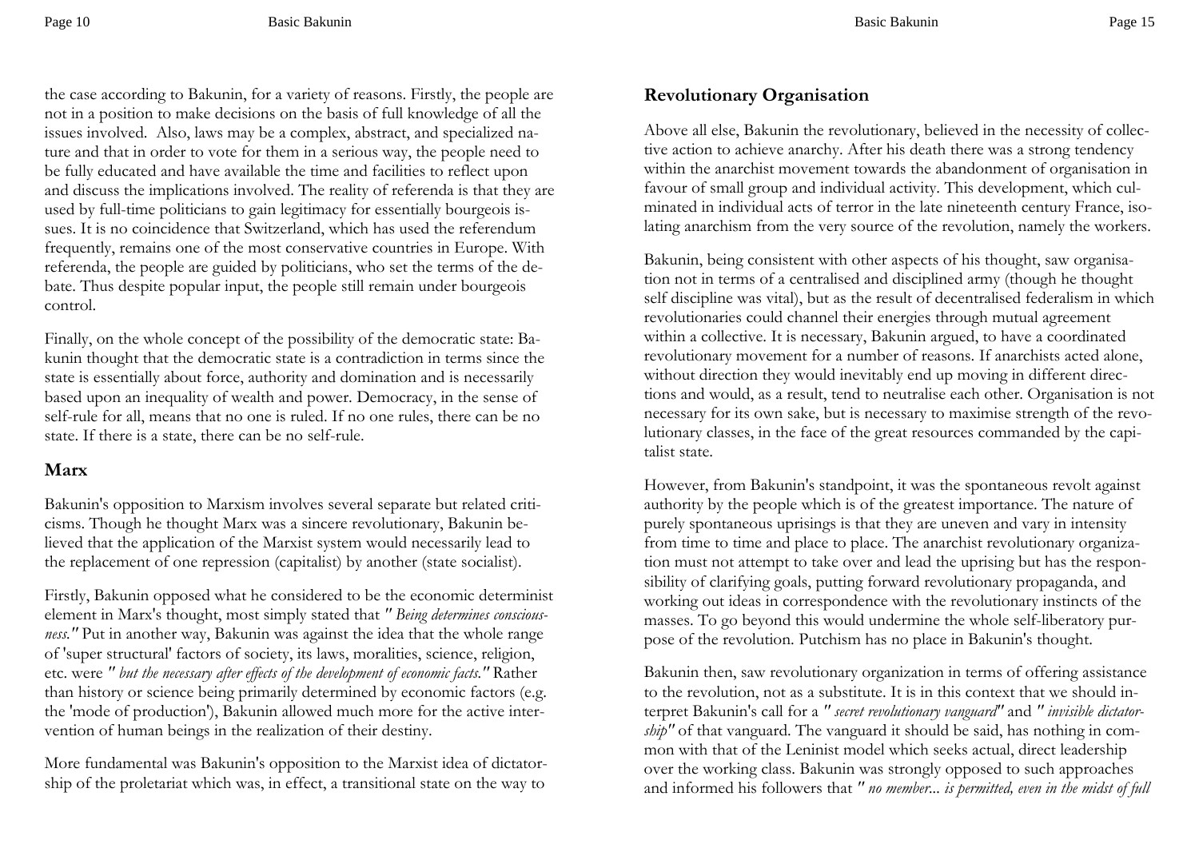the case according to Bakunin, for a variety of reasons. Firstly, the people are not in a position to make decisions on the basis of full knowledge of all the issues involved. Also, laws may be a complex, abstract, and specialized nature and that in order to vote for them in a serious way, the people need to be fully educated and have available the time and facilities to reflect upon and discuss the implications involved. The reality of referenda is that they are used by full-time politicians to gain legitimacy for essentially bourgeois issues. It is no coincidence that Switzerland, which has used the referendum frequently, remains one of the most conservative countries in Europe. With referenda, the people are guided by politicians, who set the terms of the debate. Thus despite popular input, the people still remain under bourgeois control.

Finally, on the whole concept of the possibility of the democratic state: Bakunin thought that the democratic state is a contradiction in terms since the state is essentially about force, authority and domination and is necessarily based upon an inequality of wealth and power. Democracy, in the sense of self-rule for all, means that no one is ruled. If no one rules, there can be no state. If there is a state, there can be no self-rule.

## Marx

Bakunin's opposition to Marxism involves several separate but related criticisms. Though he thought Marx was a sincere revolutionary, Bakunin believed that the application of the Marxist system would necessarily lead to the replacement of one repression (capitalist) by another (state socialist).

Firstly, Bakunin opposed what he considered to be the economic determinist element in Marx's thought, most simply stated that *" Being determines consciousness."* Put in another way, Bakunin was against the idea that the whole range of 'super structural' factors of society, its laws, moralities, science, religion, etc. were *" but the necessary after effects of the development of economic facts."* Rather than history or science being primarily determined by economic factors (e.g. the 'mode of production'), Bakunin allowed much more for the active intervention of human beings in the realization of their destiny.

More fundamental was Bakunin's opposition to the Marxist idea of dictatorship of the proletariat which was, in effect, a transitional state on the way to

## Revolutionary Organisation

Above all else, Bakunin the revolutionary, believed in the necessity of collective action to achieve anarchy. After his death there was a strong tendency within the anarchist movement towards the abandonment of organisation in favour of small group and individual activity. This development, which culminated in individual acts of terror in the late nineteenth century France, isolating anarchism from the very source of the revolution, namely the workers.

Bakunin, being consistent with other aspects of his thought, saw organisation not in terms of a centralised and disciplined army (though he thought self discipline was vital), but as the result of decentralised federalism in which revolutionaries could channel their energies through mutual agreement within a collective. It is necessary, Bakunin argued, to have a coordinated revolutionary movement for a number of reasons. If anarchists acted alone, without direction they would inevitably end up moving in different directions and would, as a result, tend to neutralise each other. Organisation is not necessary for its own sake, but is necessary to maximise strength of the revolutionary classes, in the face of the great resources commanded by the capitalist state.

However, from Bakunin's standpoint, it was the spontaneous revolt against authority by the people which is of the greatest importance. The nature of purely spontaneous uprisings is that they are uneven and vary in intensity from time to time and place to place. The anarchist revolutionary organization must not attempt to take over and lead the uprising but has the responsibility of clarifying goals, putting forward revolutionary propaganda, and working out ideas in correspondence with the revolutionary instincts of the masses. To go beyond this would undermine the whole self-liberatory purpose of the revolution. Putchism has no place in Bakunin's thought.

Bakunin then, saw revolutionary organization in terms of offering assistance to the revolution, not as a substitute. It is in this context that we should interpret Bakunin's call for a *" secret revolutionary vanguard"* and *" invisible dictatorship"* of that vanguard. The vanguard it should be said, has nothing in common with that of the Leninist model which seeks actual, direct leadership over the working class. Bakunin was strongly opposed to such approaches and informed his followers that *" no member... is permitted, even in the midst of full*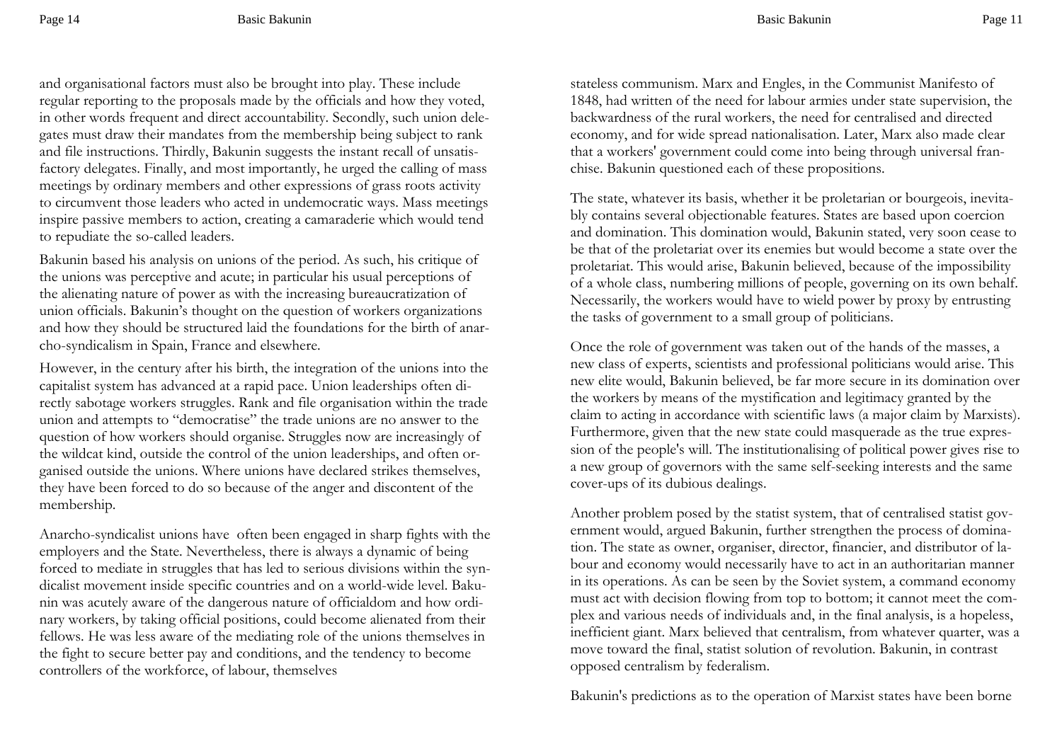and organisational factors must also be brought into play. These include regular reporting to the proposals made by the officials and how they voted, in other words frequent and direct accountability. Secondly, such union delegates must draw their mandates from the membership being subject to rank and file instructions. Thirdly, Bakunin suggests the instant recall of unsatisfactory delegates. Finally, and most importantly, he urged the calling of mass meetings by ordinary members and other expressions of grass roots activity to circumvent those leaders who acted in undemocratic ways. Mass meetings inspire passive members to action, creating a camaraderie which would tend to repudiate the so-called leaders.

Bakunin based his analysis on unions of the period. As such, his critique of the unions was perceptive and acute; in particular his usual perceptions of the alienating nature of power as with the increasing bureaucratization of union officials. Bakunin's thought on the question of workers organizations and how they should be structured laid the foundations for the birth of anarcho-syndicalism in Spain, France and elsewhere.

However, in the century after his birth, the integration of the unions into the capitalist system has advanced at a rapid pace. Union leaderships often directly sabotage workers struggles. Rank and file organisation within the trade union and attempts to "democratise" the trade unions are no answer to the question of how workers should organise. Struggles now are increasingly of the wildcat kind, outside the control of the union leaderships, and often organised outside the unions. Where unions have declared strikes themselves, they have been forced to do so because of the anger and discontent of the membership.

Anarcho-syndicalist unions have often been engaged in sharp fights with the employers and the State. Nevertheless, there is always a dynamic of being forced to mediate in struggles that has led to serious divisions within the syndicalist movement inside specific countries and on a world-wide level. Bakunin was acutely aware of the dangerous nature of officialdom and how ordinary workers, by taking official positions, could become alienated from their fellows. He was less aware of the mediating role of the unions themselves in the fight to secure better pay and conditions, and the tendency to become controllers of the workforce, of labour, themselves

stateless communism. Marx and Engles, in the Communist Manifesto of 1848, had written of the need for labour armies under state supervision, the backwardness of the rural workers, the need for centralised and directed economy, and for wide spread nationalisation. Later, Marx also made clear that a workers' government could come into being through universal franchise. Bakunin questioned each of these propositions.

The state, whatever its basis, whether it be proletarian or bourgeois, inevitably contains several objectionable features. States are based upon coercion and domination. This domination would, Bakunin stated, very soon cease to be that of the proletariat over its enemies but would become a state over the proletariat. This would arise, Bakunin believed, because of the impossibility of a whole class, numbering millions of people, governing on its own behalf. Necessarily, the workers would have to wield power by proxy by entrusting the tasks of government to a small group of politicians.

Once the role of government was taken out of the hands of the masses, a new class of experts, scientists and professional politicians would arise. This new elite would, Bakunin believed, be far more secure in its domination over the workers by means of the mystification and legitimacy granted by the claim to acting in accordance with scientific laws (a major claim by Marxists). Furthermore, given that the new state could masquerade as the true expression of the people's will. The institutionalising of political power gives rise to a new group of governors with the same self-seeking interests and the same cover-ups of its dubious dealings.

Another problem posed by the statist system, that of centralised statist government would, argued Bakunin, further strengthen the process of domination. The state as owner, organiser, director, financier, and distributor of labour and economy would necessarily have to act in an authoritarian manner in its operations. As can be seen by the Soviet system, a command economy must act with decision flowing from top to bottom; it cannot meet the complex and various needs of individuals and, in the final analysis, is a hopeless, inefficient giant. Marx believed that centralism, from whatever quarter, was a move toward the final, statist solution of revolution. Bakunin, in contrast opposed centralism by federalism.

Bakunin's predictions as to the operation of Marxist states have been borne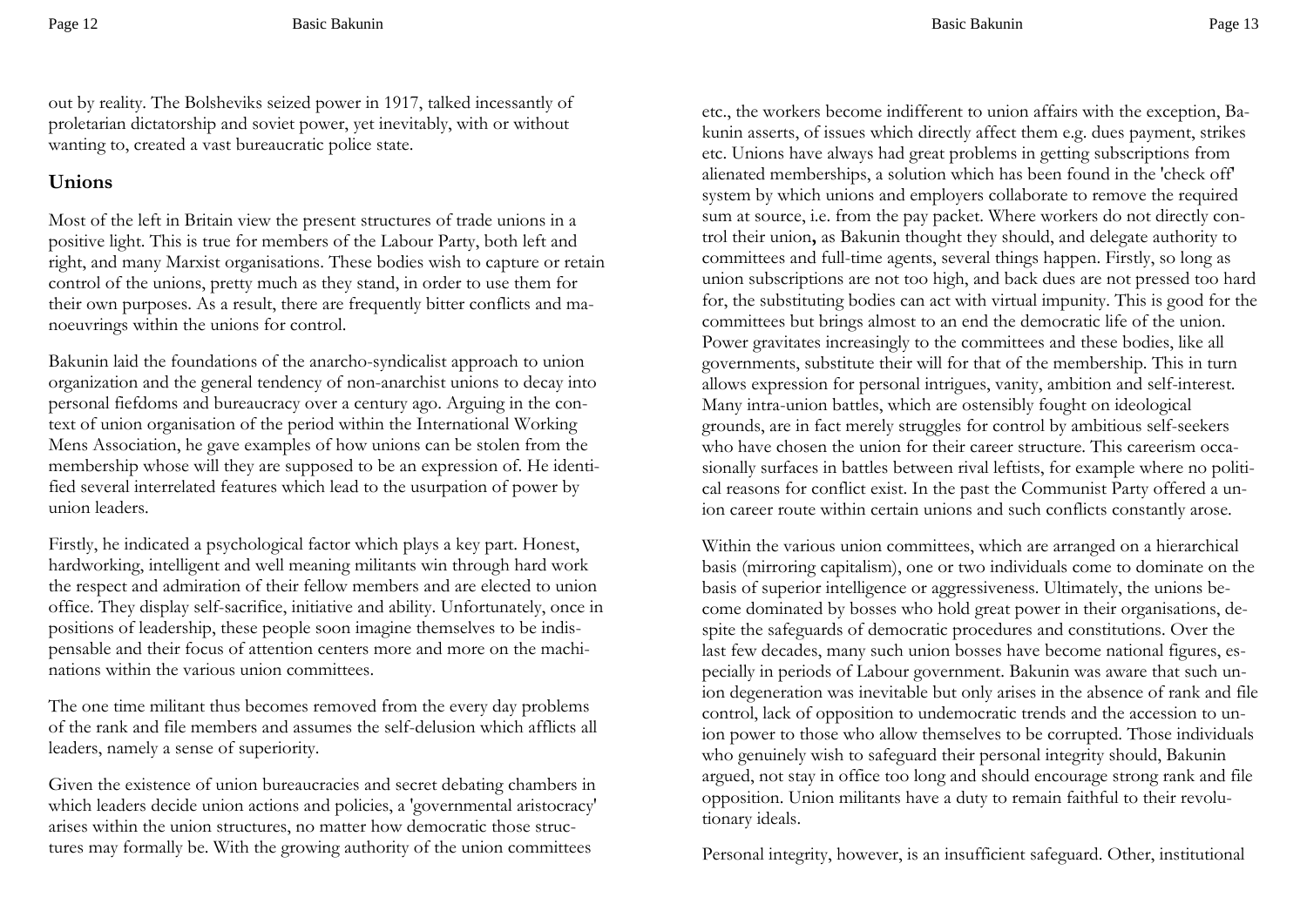out by reality. The Bolsheviks seized power in 1917, talked incessantly of proletarian dictatorship and soviet power, yet inevitably, with or without wanting to, created a vast bureaucratic police state.

## Unions

Most of the left in Britain view the present structures of trade unions in a positive light. This is true for members of the Labour Party, both left and right, and many Marxist organisations. These bodies wish to capture or retain control of the unions, pretty much as they stand, in order to use them for their own purposes. As a result, there are frequently bitter conflicts and manoeuvrings within the unions for control.

Bakunin laid the foundations of the anarcho-syndicalist approach to union organization and the general tendency of non-anarchist unions to decay into personal fiefdoms and bureaucracy over a century ago. Arguing in the context of union organisation of the period within the International Working Mens Association, he gave examples of how unions can be stolen from the membership whose will they are supposed to be an expression of. He identified several interrelated features which lead to the usurpation of power by union leaders.

Firstly, he indicated a psychological factor which plays a key part. Honest, hardworking, intelligent and well meaning militants win through hard work the respect and admiration of their fellow members and are elected to union office. They display self-sacrifice, initiative and ability. Unfortunately, once in positions of leadership, these people soon imagine themselves to be indispensable and their focus of attention centers more and more on the machinations within the various union committees.

The one time militant thus becomes removed from the every day problems of the rank and file members and assumes the self-delusion which afflicts all leaders, namely a sense of superiority.

Given the existence of union bureaucracies and secret debating chambers in which leaders decide union actions and policies, a 'governmental aristocracy' arises within the union structures, no matter how democratic those structures may formally be. With the growing authority of the union committees etc., the workers become indifferent to union affairs with the exception, Bakunin asserts, of issues which directly affect them e.g. dues payment, strikes etc. Unions have always had great problems in getting subscriptions from alienated memberships, a solution which has been found in the 'check off' system by which unions and employers collaborate to remove the required sum at source, i.e. from the pay packet. Where workers do not directly control their union**,** as Bakunin thought they should, and delegate authority to committees and full-time agents, several things happen. Firstly, so long as union subscriptions are not too high, and back dues are not pressed too hard for, the substituting bodies can act with virtual impunity. This is good for the committees but brings almost to an end the democratic life of the union. Power gravitates increasingly to the committees and these bodies, like all governments, substitute their will for that of the membership. This in turn allows expression for personal intrigues, vanity, ambition and self-interest. Many intra-union battles, which are ostensibly fought on ideological grounds, are in fact merely struggles for control by ambitious self-seekers who have chosen the union for their career structure. This careerism occasionally surfaces in battles between rival leftists, for example where no political reasons for conflict exist. In the past the Communist Party offered a union career route within certain unions and such conflicts constantly arose.

Within the various union committees, which are arranged on a hierarchical basis (mirroring capitalism), one or two individuals come to dominate on the basis of superior intelligence or aggressiveness. Ultimately, the unions become dominated by bosses who hold great power in their organisations, despite the safeguards of democratic procedures and constitutions. Over the last few decades, many such union bosses have become national figures, especially in periods of Labour government. Bakunin was aware that such union degeneration was inevitable but only arises in the absence of rank and file control, lack of opposition to undemocratic trends and the accession to union power to those who allow themselves to be corrupted. Those individuals who genuinely wish to safeguard their personal integrity should, Bakunin argued, not stay in office too long and should encourage strong rank and file opposition. Union militants have a duty to remain faithful to their revolutionary ideals.

Personal integrity, however, is an insufficient safeguard. Other, institutional